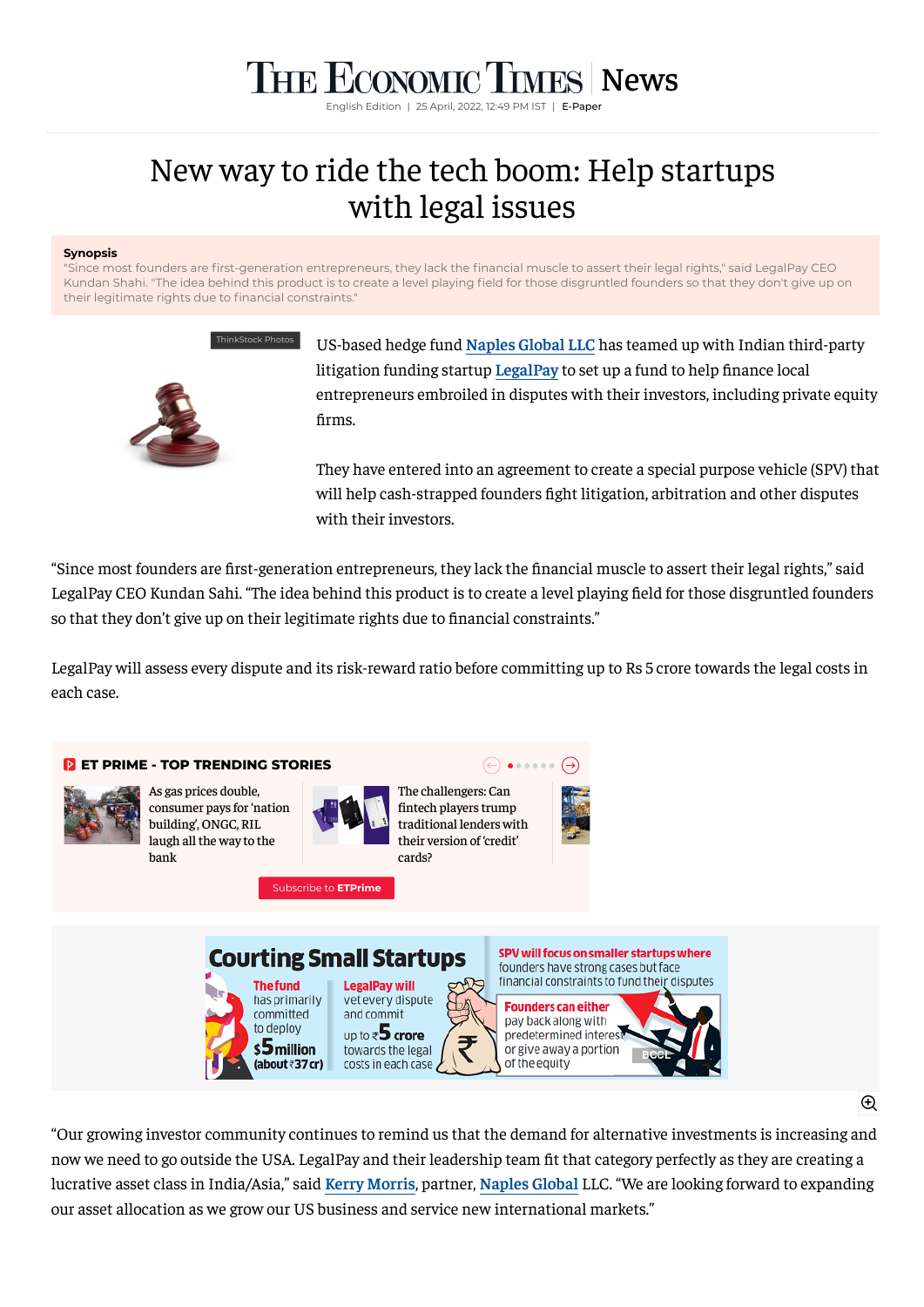# New way to ride the tech boom: Help startups with legal issues

English Edition | 25 April, 2022, 12:49 PM IST | E-Paper

**Synopsis**

"Since most founders are first-generation entrepreneurs, they lack the financial muscle to assert their legal rights," said LegalPay CEO Kundan Shahi. "The idea behind this product is to create a level playing field for those disgruntled founders so that they don't give up on their legitimate rights due to financial constraints."

ThinkStock Photos

US-based hedge fund Naples Global LLC has teamed up with Indian third-party litigation funding startup LegalPay to set up a fund to help finance local entrepreneurs embroiled in disputes with their investors, including private equity firms.

They have entered into an agreement to create a special purpose vehicle (SPV) that will help cash-strapped founders fight litigation, arbitration and other disputes with their investors.

"Since most founders are first-generation entrepreneurs, they lack the financial muscle to assert their legal rights," said LegalPay CEO Kundan Sahi. "The idea behind this product is to create a level playing field for those disgruntled founders so that they don't give up on their legitimate rights due to financial constraints."

LegalPay will assess every dispute and its risk-reward ratio before committing up to Rs 5 crore towards the legal costs in each case.

**ET PRIME - TOP TRENDING STORIES**

- As gas prices double, consumer pays for 'nation building', ONGC, RIL laugh all the way to the bank
- The challengers: Can fintech players trump traditional lenders with their version of 'credit' cards?

Subscribe to ETPrime

**Courting Small Startups**

- **The fund** has primarily committed to deploy **$5 million** (about ₹37 cr)
- **LegalPay will** vet every dispute and commit up to ₹**5 crore** towards the legal costs in each case
- **SPV will focus on smaller startups where** founders have strong cases but face financial constraints to fund their disputes
- **Founders can either** pay back along with predetermined interest or give away a portion of the equity

"Our growing investor community continues to remind us that the demand for alternative investments is increasing and now we need to go outside the USA. LegalPay and their leadership team fit that category perfectly as they are creating a lucrative asset class in India/Asia," said Kerry Morris, partner, Naples Global LLC. "We are looking forward to expanding our asset allocation as we grow our US business and service new international markets."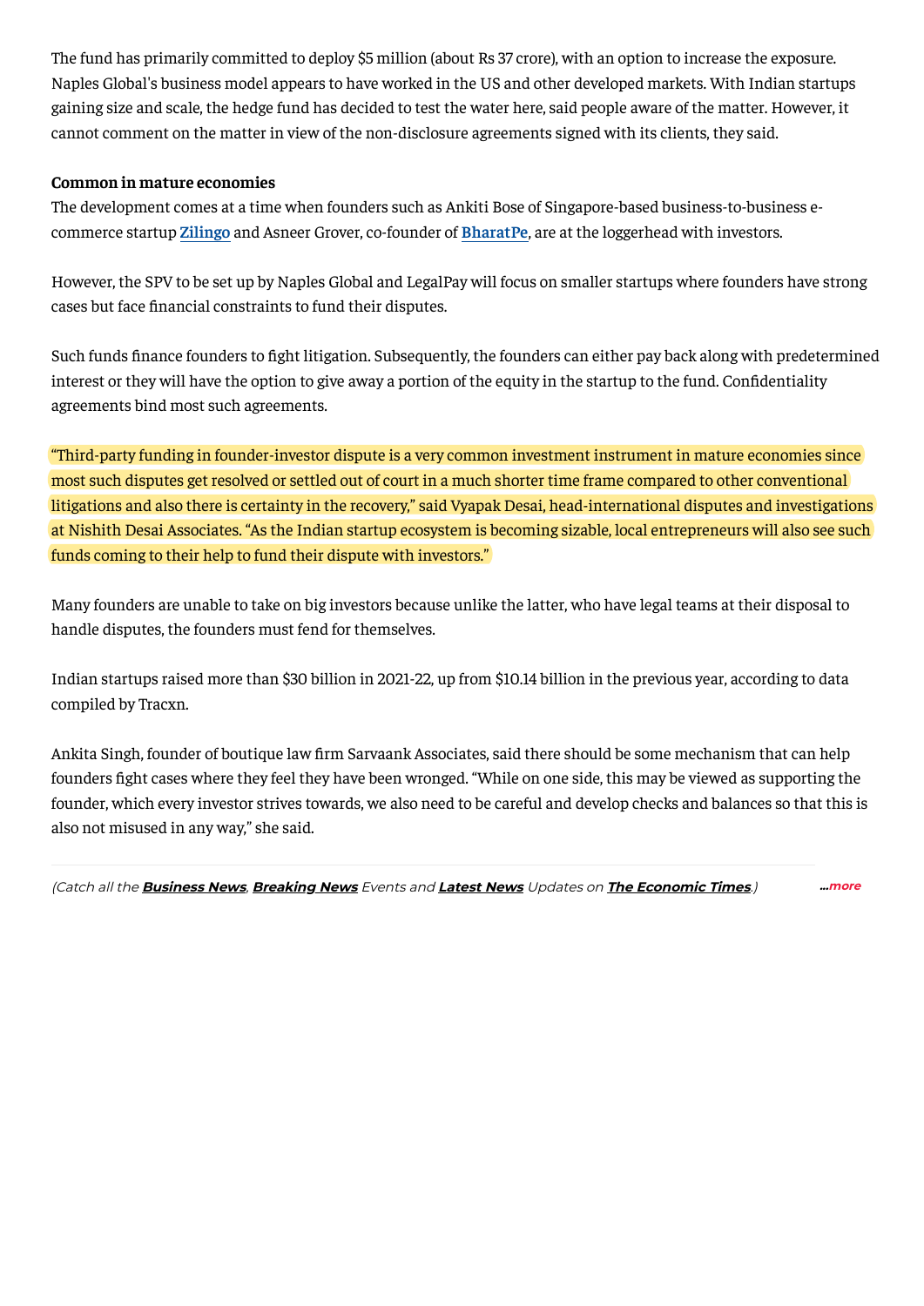The fund has primarily committed to deploy $5 million (about Rs 37 crore), with an option to increase the exposure. Naples Global's business model appears to have worked in the US and other developed markets. With Indian startups gaining size and scale, the hedge fund has decided to test the water here, said people aware of the matter. However, it cannot comment on the matter in view of the non-disclosure agreements signed with its clients, they said.

**Common in mature economies**

The development comes at a time when founders such as Ankiti Bose of Singapore-based business-to-business e-commerce startup **Zilingo** and Asneer Grover, co-founder of **BharatPe**, are at the loggerhead with investors.

However, the SPV to be set up by Naples Global and LegalPay will focus on smaller startups where founders have strong cases but face financial constraints to fund their disputes.

Such funds finance founders to fight litigation. Subsequently, the founders can either pay back along with predetermined interest or they will have the option to give away a portion of the equity in the startup to the fund. Confidentiality agreements bind most such agreements.

"Third-party funding in founder-investor dispute is a very common investment instrument in mature economies since most such disputes get resolved or settled out of court in a much shorter time frame compared to other conventional litigations and also there is certainty in the recovery," said Vyapak Desai, head-international disputes and investigations at Nishith Desai Associates. "As the Indian startup ecosystem is becoming sizable, local entrepreneurs will also see such funds coming to their help to fund their dispute with investors."

Many founders are unable to take on big investors because unlike the latter, who have legal teams at their disposal to handle disputes, the founders must fend for themselves.

Indian startups raised more than $30 billion in 2021-22, up from $10.14 billion in the previous year, according to data compiled by Tracxn.

Ankita Singh, founder of boutique law firm Sarvaank Associates, said there should be some mechanism that can help founders fight cases where they feel they have been wronged. "While on one side, this may be viewed as supporting the founder, which every investor strives towards, we also need to be careful and develop checks and balances so that this is also not misused in any way," she said.

*(Catch all the **Business News**, **Breaking News** Events and **Latest News** Updates on **The Economic Times**.)* ***...more***